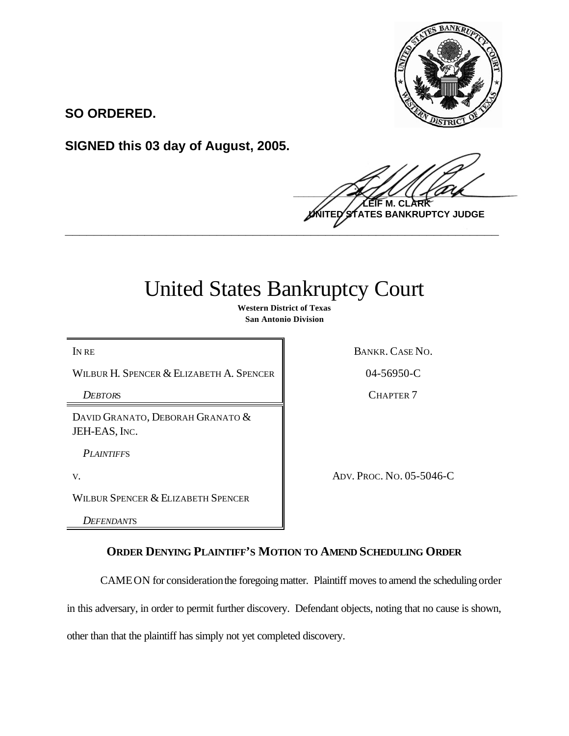**SO ORDERED.**

**SIGNED this 03 day of August, 2005.**

**LEIF M. CLARK**
**UNITED STATES BANKRUPTCY JUDGE**

---

# United States Bankruptcy Court

**Western District of Texas**
**San Antonio Division**

| | |
|---|---|
| IN RE | BANKR. CASE NO. |
| WILBUR H. SPENCER & ELIZABETH A. SPENCER | 04-56950-C |
| *DEBTORS* | CHAPTER 7 |
| DAVID GRANATO, DEBORAH GRANATO & JEH-EAS, INC. | |
| *PLAINTIFFS* | |
| V. | ADV. PROC. NO. 05-5046-C |
| WILBUR SPENCER & ELIZABETH SPENCER | |
| *DEFENDANTS* | |

## ORDER DENYING PLAINTIFF'S MOTION TO AMEND SCHEDULING ORDER

CAME ON for consideration the foregoing matter. Plaintiff moves to amend the scheduling order in this adversary, in order to permit further discovery. Defendant objects, noting that no cause is shown, other than that the plaintiff has simply not yet completed discovery.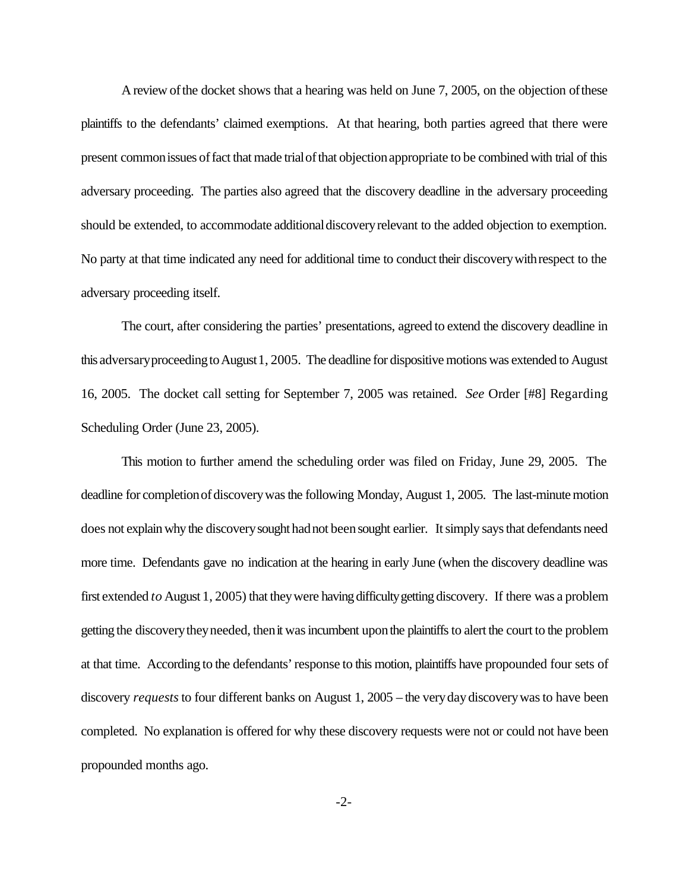A review of the docket shows that a hearing was held on June 7, 2005, on the objection of these plaintiffs to the defendants' claimed exemptions. At that hearing, both parties agreed that there were present common issues of fact that made trial of that objection appropriate to be combined with trial of this adversary proceeding. The parties also agreed that the discovery deadline in the adversary proceeding should be extended, to accommodate additional discovery relevant to the added objection to exemption. No party at that time indicated any need for additional time to conduct their discovery with respect to the adversary proceeding itself.

The court, after considering the parties' presentations, agreed to extend the discovery deadline in this adversary proceeding to August 1, 2005. The deadline for dispositive motions was extended to August 16, 2005. The docket call setting for September 7, 2005 was retained. *See* Order [#8] Regarding Scheduling Order (June 23, 2005).

This motion to further amend the scheduling order was filed on Friday, June 29, 2005. The deadline for completion of discovery was the following Monday, August 1, 2005. The last-minute motion does not explain why the discovery sought had not been sought earlier. It simply says that defendants need more time. Defendants gave no indication at the hearing in early June (when the discovery deadline was first extended *to* August 1, 2005) that they were having difficulty getting discovery. If there was a problem getting the discovery they needed, then it was incumbent upon the plaintiffs to alert the court to the problem at that time. According to the defendants' response to this motion, plaintiffs have propounded four sets of discovery *requests* to four different banks on August 1, 2005 – the very day discovery was to have been completed. No explanation is offered for why these discovery requests were not or could not have been propounded months ago.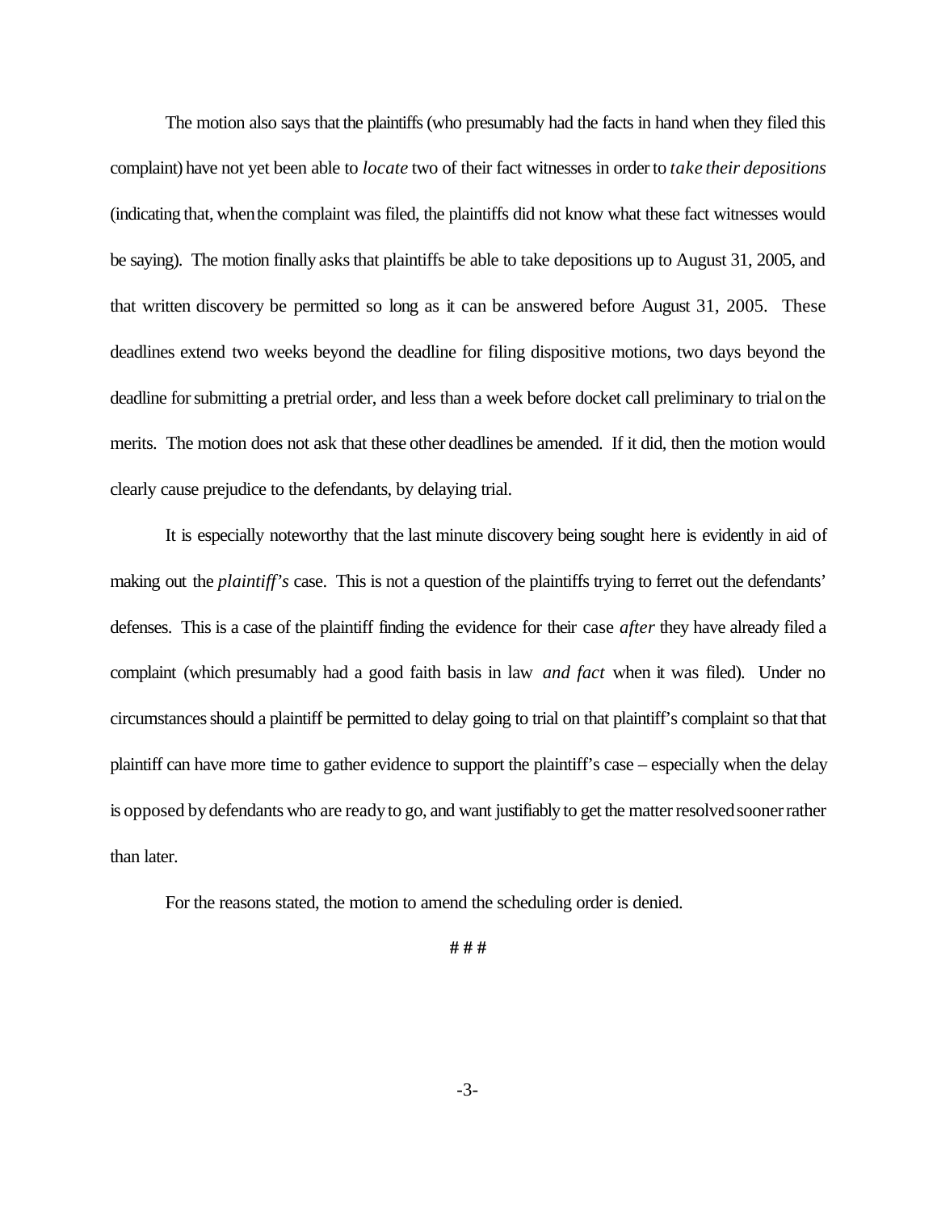The motion also says that the plaintiffs (who presumably had the facts in hand when they filed this complaint) have not yet been able to *locate* two of their fact witnesses in order to *take their depositions* (indicating that, when the complaint was filed, the plaintiffs did not know what these fact witnesses would be saying). The motion finally asks that plaintiffs be able to take depositions up to August 31, 2005, and that written discovery be permitted so long as it can be answered before August 31, 2005. These deadlines extend two weeks beyond the deadline for filing dispositive motions, two days beyond the deadline for submitting a pretrial order, and less than a week before docket call preliminary to trial on the merits. The motion does not ask that these other deadlines be amended. If it did, then the motion would clearly cause prejudice to the defendants, by delaying trial.

It is especially noteworthy that the last minute discovery being sought here is evidently in aid of making out the *plaintiff's* case. This is not a question of the plaintiffs trying to ferret out the defendants' defenses. This is a case of the plaintiff finding the evidence for their case *after* they have already filed a complaint (which presumably had a good faith basis in law *and fact* when it was filed). Under no circumstances should a plaintiff be permitted to delay going to trial on that plaintiff's complaint so that that plaintiff can have more time to gather evidence to support the plaintiff's case – especially when the delay is opposed by defendants who are ready to go, and want justifiably to get the matter resolved sooner rather than later.

For the reasons stated, the motion to amend the scheduling order is denied.

# # #